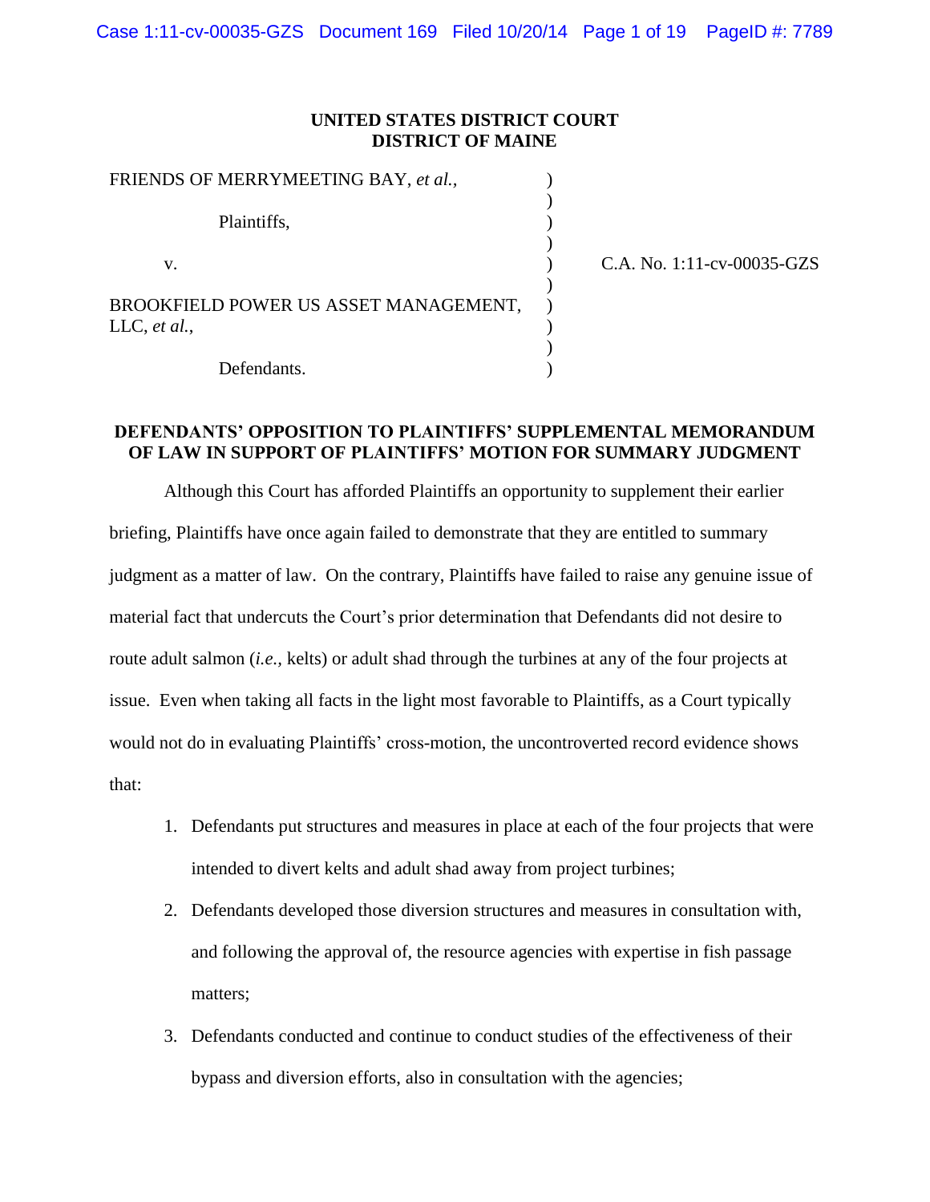**UNITED STATES DISTRICT COURT**
**DISTRICT OF MAINE**

FRIENDS OF MERRYMEETING BAY, *et al.*,

Plaintiffs,

v.

BROOKFIELD POWER US ASSET MANAGEMENT, LLC, *et al.*,

Defendants.

C.A. No. 1:11-cv-00035-GZS

**DEFENDANTS' OPPOSITION TO PLAINTIFFS' SUPPLEMENTAL MEMORANDUM OF LAW IN SUPPORT OF PLAINTIFFS' MOTION FOR SUMMARY JUDGMENT**

Although this Court has afforded Plaintiffs an opportunity to supplement their earlier briefing, Plaintiffs have once again failed to demonstrate that they are entitled to summary judgment as a matter of law. On the contrary, Plaintiffs have failed to raise any genuine issue of material fact that undercuts the Court's prior determination that Defendants did not desire to route adult salmon (*i.e.*, kelts) or adult shad through the turbines at any of the four projects at issue. Even when taking all facts in the light most favorable to Plaintiffs, as a Court typically would not do in evaluating Plaintiffs' cross-motion, the uncontroverted record evidence shows that:

1. Defendants put structures and measures in place at each of the four projects that were intended to divert kelts and adult shad away from project turbines;
2. Defendants developed those diversion structures and measures in consultation with, and following the approval of, the resource agencies with expertise in fish passage matters;
3. Defendants conducted and continue to conduct studies of the effectiveness of their bypass and diversion efforts, also in consultation with the agencies;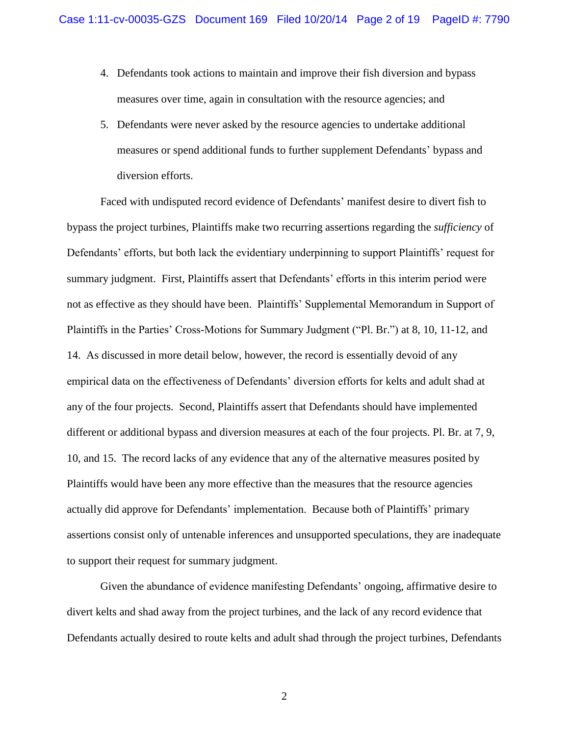4. Defendants took actions to maintain and improve their fish diversion and bypass measures over time, again in consultation with the resource agencies; and
5. Defendants were never asked by the resource agencies to undertake additional measures or spend additional funds to further supplement Defendants' bypass and diversion efforts.

Faced with undisputed record evidence of Defendants' manifest desire to divert fish to bypass the project turbines, Plaintiffs make two recurring assertions regarding the *sufficiency* of Defendants' efforts, but both lack the evidentiary underpinning to support Plaintiffs' request for summary judgment. First, Plaintiffs assert that Defendants' efforts in this interim period were not as effective as they should have been. Plaintiffs' Supplemental Memorandum in Support of Plaintiffs in the Parties' Cross-Motions for Summary Judgment ("Pl. Br.") at 8, 10, 11-12, and 14. As discussed in more detail below, however, the record is essentially devoid of any empirical data on the effectiveness of Defendants' diversion efforts for kelts and adult shad at any of the four projects. Second, Plaintiffs assert that Defendants should have implemented different or additional bypass and diversion measures at each of the four projects. Pl. Br. at 7, 9, 10, and 15. The record lacks of any evidence that any of the alternative measures posited by Plaintiffs would have been any more effective than the measures that the resource agencies actually did approve for Defendants' implementation. Because both of Plaintiffs' primary assertions consist only of untenable inferences and unsupported speculations, they are inadequate to support their request for summary judgment.

Given the abundance of evidence manifesting Defendants' ongoing, affirmative desire to divert kelts and shad away from the project turbines, and the lack of any record evidence that Defendants actually desired to route kelts and adult shad through the project turbines, Defendants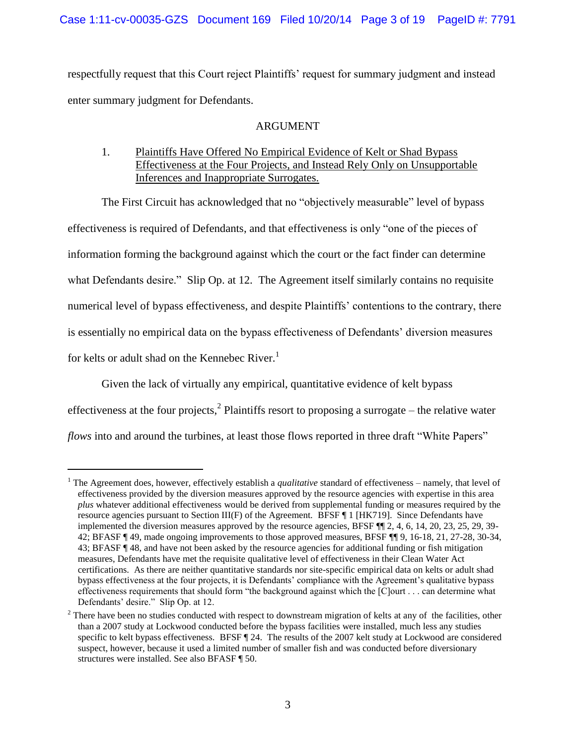respectfully request that this Court reject Plaintiffs' request for summary judgment and instead enter summary judgment for Defendants.

## ARGUMENT

1. <u>Plaintiffs Have Offered No Empirical Evidence of Kelt or Shad Bypass Effectiveness at the Four Projects, and Instead Rely Only on Unsupportable Inferences and Inappropriate Surrogates.</u>

The First Circuit has acknowledged that no "objectively measurable" level of bypass effectiveness is required of Defendants, and that effectiveness is only "one of the pieces of information forming the background against which the court or the fact finder can determine what Defendants desire." Slip Op. at 12. The Agreement itself similarly contains no requisite numerical level of bypass effectiveness, and despite Plaintiffs' contentions to the contrary, there is essentially no empirical data on the bypass effectiveness of Defendants' diversion measures for kelts or adult shad on the Kennebec River.[1]

Given the lack of virtually any empirical, quantitative evidence of kelt bypass effectiveness at the four projects,[2] Plaintiffs resort to proposing a surrogate – the relative water *flows* into and around the turbines, at least those flows reported in three draft "White Papers"

---

[1] The Agreement does, however, effectively establish a *qualitative* standard of effectiveness – namely, that level of effectiveness provided by the diversion measures approved by the resource agencies with expertise in this area *plus* whatever additional effectiveness would be derived from supplemental funding or measures required by the resource agencies pursuant to Section III(F) of the Agreement. BFSF ¶ 1 [HK719]. Since Defendants have implemented the diversion measures approved by the resource agencies, BFSF ¶¶ 2, 4, 6, 14, 20, 23, 25, 29, 39-42; BFASF ¶ 49, made ongoing improvements to those approved measures, BFSF ¶¶ 9, 16-18, 21, 27-28, 30-34, 43; BFASF ¶ 48, and have not been asked by the resource agencies for additional funding or fish mitigation measures, Defendants have met the requisite qualitative level of effectiveness in their Clean Water Act certifications. As there are neither quantitative standards nor site-specific empirical data on kelts or adult shad bypass effectiveness at the four projects, it is Defendants' compliance with the Agreement's qualitative bypass effectiveness requirements that should form "the background against which the [C]ourt . . . can determine what Defendants' desire." Slip Op. at 12.

[2] There have been no studies conducted with respect to downstream migration of kelts at any of the facilities, other than a 2007 study at Lockwood conducted before the bypass facilities were installed, much less any studies specific to kelt bypass effectiveness. BFSF ¶ 24. The results of the 2007 kelt study at Lockwood are considered suspect, however, because it used a limited number of smaller fish and was conducted before diversionary structures were installed. See also BFASF ¶ 50.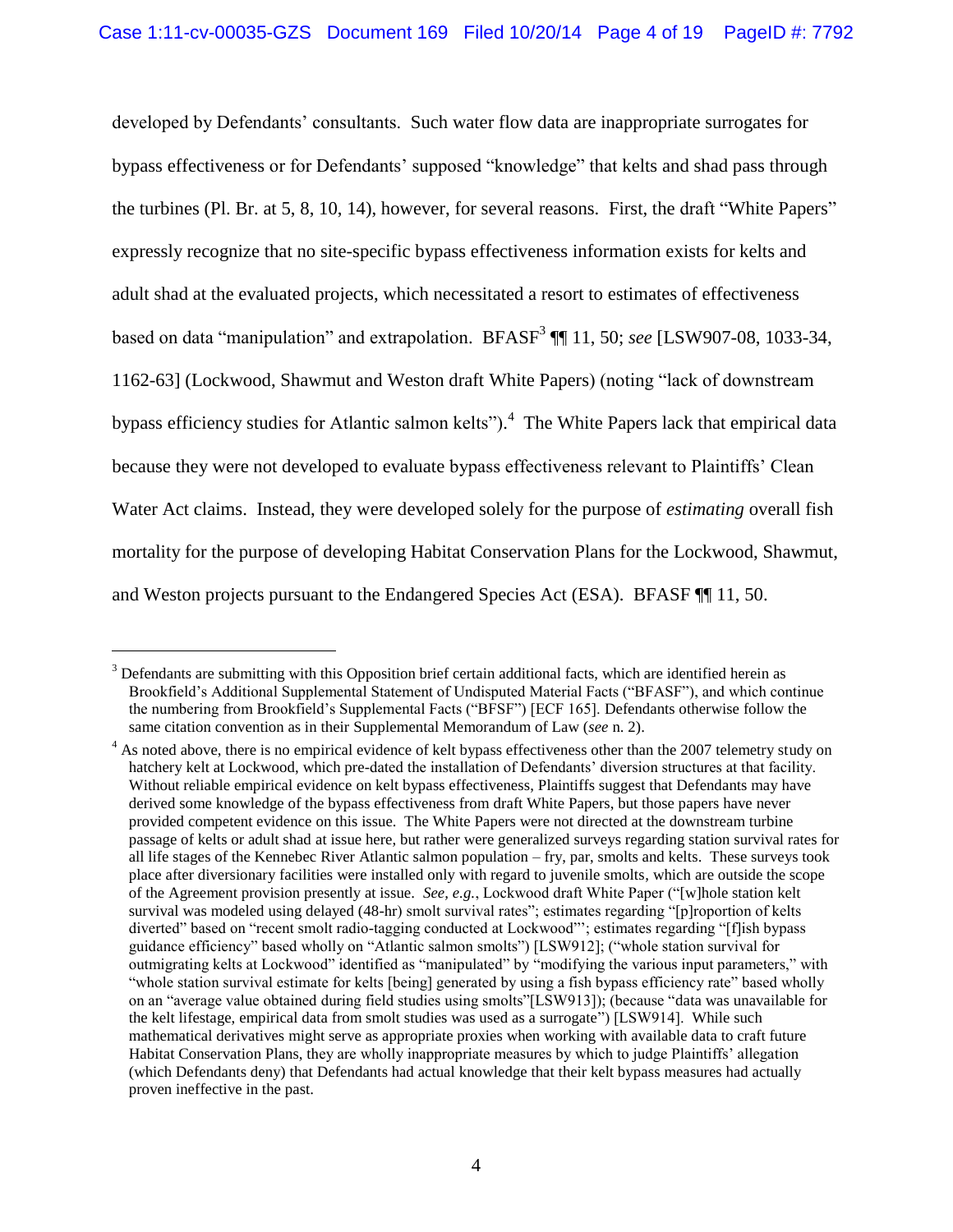developed by Defendants' consultants. Such water flow data are inappropriate surrogates for bypass effectiveness or for Defendants' supposed "knowledge" that kelts and shad pass through the turbines (Pl. Br. at 5, 8, 10, 14), however, for several reasons. First, the draft "White Papers" expressly recognize that no site-specific bypass effectiveness information exists for kelts and adult shad at the evaluated projects, which necessitated a resort to estimates of effectiveness based on data "manipulation" and extrapolation. BFASF[3] ¶¶ 11, 50; *see* [LSW907-08, 1033-34, 1162-63] (Lockwood, Shawmut and Weston draft White Papers) (noting "lack of downstream bypass efficiency studies for Atlantic salmon kelts").[4] The White Papers lack that empirical data because they were not developed to evaluate bypass effectiveness relevant to Plaintiffs' Clean Water Act claims. Instead, they were developed solely for the purpose of *estimating* overall fish mortality for the purpose of developing Habitat Conservation Plans for the Lockwood, Shawmut, and Weston projects pursuant to the Endangered Species Act (ESA). BFASF ¶¶ 11, 50.

---

[3] Defendants are submitting with this Opposition brief certain additional facts, which are identified herein as Brookfield's Additional Supplemental Statement of Undisputed Material Facts ("BFASF"), and which continue the numbering from Brookfield's Supplemental Facts ("BFSF") [ECF 165]. Defendants otherwise follow the same citation convention as in their Supplemental Memorandum of Law (*see* n. 2).

[4] As noted above, there is no empirical evidence of kelt bypass effectiveness other than the 2007 telemetry study on hatchery kelt at Lockwood, which pre-dated the installation of Defendants' diversion structures at that facility. Without reliable empirical evidence on kelt bypass effectiveness, Plaintiffs suggest that Defendants may have derived some knowledge of the bypass effectiveness from draft White Papers, but those papers have never provided competent evidence on this issue. The White Papers were not directed at the downstream turbine passage of kelts or adult shad at issue here, but rather were generalized surveys regarding station survival rates for all life stages of the Kennebec River Atlantic salmon population – fry, par, smolts and kelts. These surveys took place after diversionary facilities were installed only with regard to juvenile smolts, which are outside the scope of the Agreement provision presently at issue. *See, e.g.*, Lockwood draft White Paper ("[w]hole station kelt survival was modeled using delayed (48-hr) smolt survival rates"; estimates regarding "[p]roportion of kelts diverted" based on "recent smolt radio-tagging conducted at Lockwood"'; estimates regarding "[f]ish bypass guidance efficiency" based wholly on "Atlantic salmon smolts") [LSW912]; ("whole station survival for outmigrating kelts at Lockwood" identified as "manipulated" by "modifying the various input parameters," with "whole station survival estimate for kelts [being] generated by using a fish bypass efficiency rate" based wholly on an "average value obtained during field studies using smolts"[LSW913]); (because "data was unavailable for the kelt lifestage, empirical data from smolt studies was used as a surrogate") [LSW914]. While such mathematical derivatives might serve as appropriate proxies when working with available data to craft future Habitat Conservation Plans, they are wholly inappropriate measures by which to judge Plaintiffs' allegation (which Defendants deny) that Defendants had actual knowledge that their kelt bypass measures had actually proven ineffective in the past.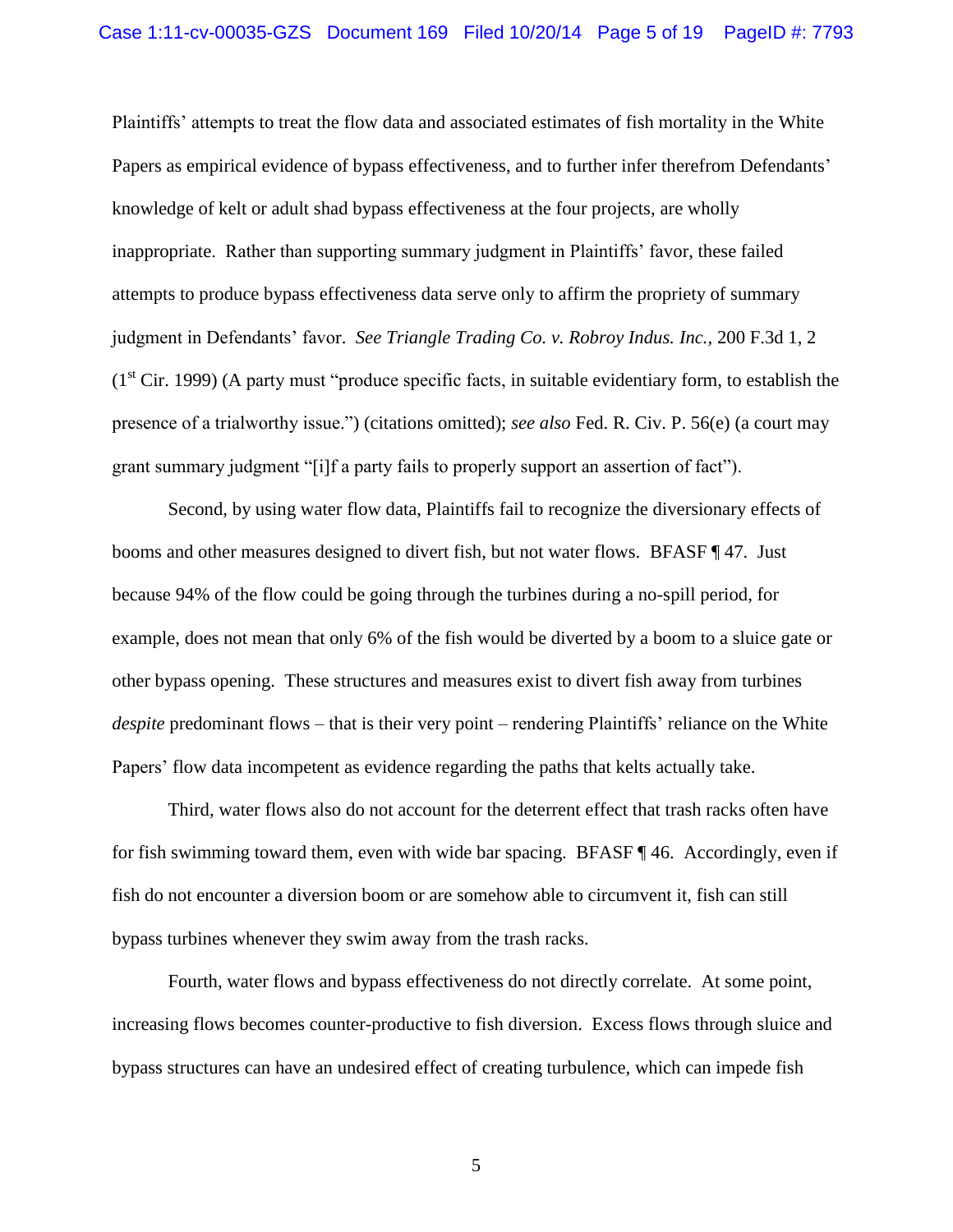Plaintiffs' attempts to treat the flow data and associated estimates of fish mortality in the White Papers as empirical evidence of bypass effectiveness, and to further infer therefrom Defendants' knowledge of kelt or adult shad bypass effectiveness at the four projects, are wholly inappropriate. Rather than supporting summary judgment in Plaintiffs' favor, these failed attempts to produce bypass effectiveness data serve only to affirm the propriety of summary judgment in Defendants' favor. *See Triangle Trading Co. v. Robroy Indus. Inc.*, 200 F.3d 1, 2 (1st Cir. 1999) (A party must "produce specific facts, in suitable evidentiary form, to establish the presence of a trialworthy issue.") (citations omitted); *see also* Fed. R. Civ. P. 56(e) (a court may grant summary judgment "[i]f a party fails to properly support an assertion of fact").

Second, by using water flow data, Plaintiffs fail to recognize the diversionary effects of booms and other measures designed to divert fish, but not water flows. BFASF ¶ 47. Just because 94% of the flow could be going through the turbines during a no-spill period, for example, does not mean that only 6% of the fish would be diverted by a boom to a sluice gate or other bypass opening. These structures and measures exist to divert fish away from turbines *despite* predominant flows – that is their very point – rendering Plaintiffs' reliance on the White Papers' flow data incompetent as evidence regarding the paths that kelts actually take.

Third, water flows also do not account for the deterrent effect that trash racks often have for fish swimming toward them, even with wide bar spacing. BFASF ¶ 46. Accordingly, even if fish do not encounter a diversion boom or are somehow able to circumvent it, fish can still bypass turbines whenever they swim away from the trash racks.

Fourth, water flows and bypass effectiveness do not directly correlate. At some point, increasing flows becomes counter-productive to fish diversion. Excess flows through sluice and bypass structures can have an undesired effect of creating turbulence, which can impede fish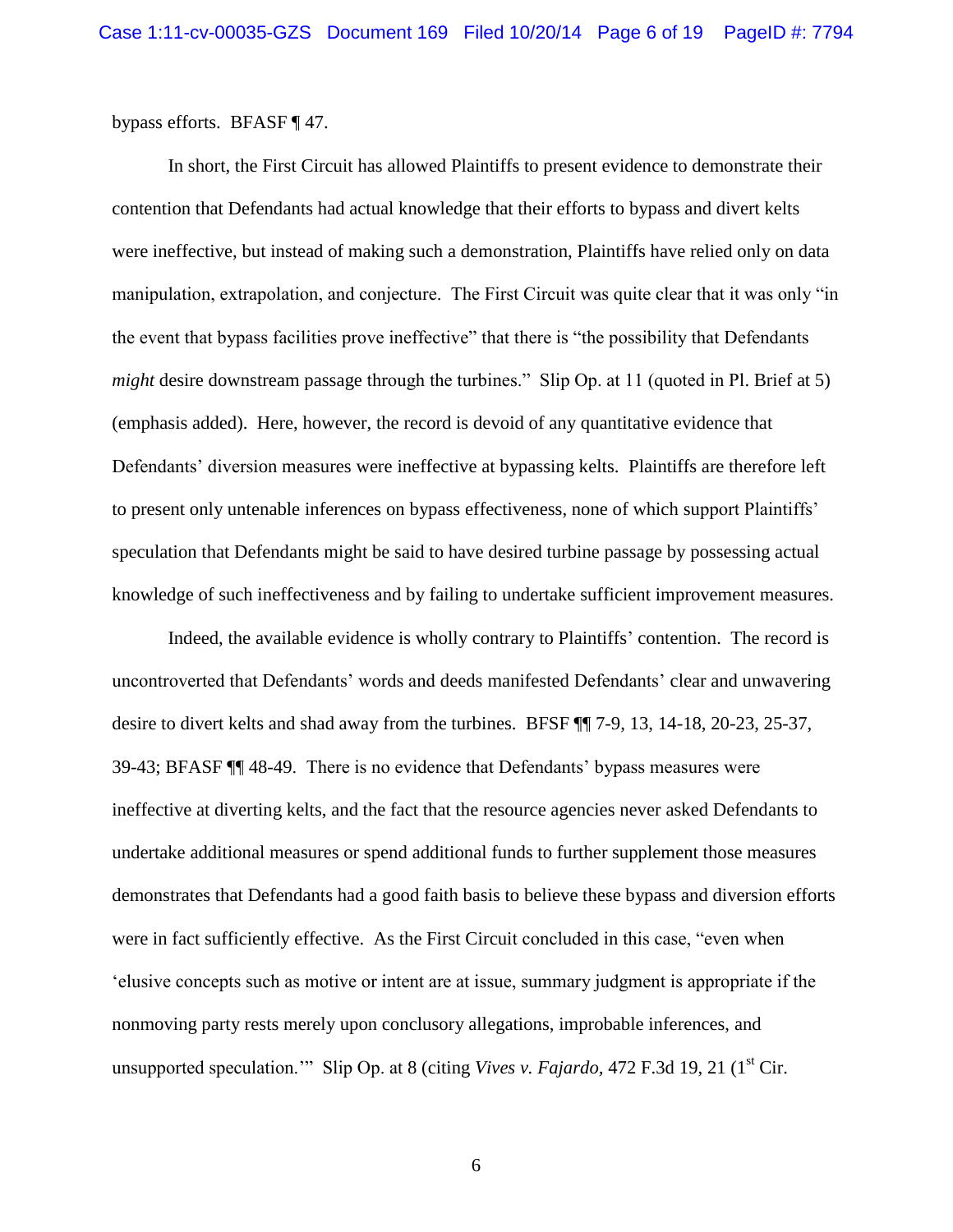bypass efforts. BFASF ¶ 47.

In short, the First Circuit has allowed Plaintiffs to present evidence to demonstrate their contention that Defendants had actual knowledge that their efforts to bypass and divert kelts were ineffective, but instead of making such a demonstration, Plaintiffs have relied only on data manipulation, extrapolation, and conjecture. The First Circuit was quite clear that it was only "in the event that bypass facilities prove ineffective" that there is "the possibility that Defendants *might* desire downstream passage through the turbines." Slip Op. at 11 (quoted in Pl. Brief at 5) (emphasis added). Here, however, the record is devoid of any quantitative evidence that Defendants' diversion measures were ineffective at bypassing kelts. Plaintiffs are therefore left to present only untenable inferences on bypass effectiveness, none of which support Plaintiffs' speculation that Defendants might be said to have desired turbine passage by possessing actual knowledge of such ineffectiveness and by failing to undertake sufficient improvement measures.

Indeed, the available evidence is wholly contrary to Plaintiffs' contention. The record is uncontroverted that Defendants' words and deeds manifested Defendants' clear and unwavering desire to divert kelts and shad away from the turbines. BFSF ¶¶ 7-9, 13, 14-18, 20-23, 25-37, 39-43; BFASF ¶¶ 48-49. There is no evidence that Defendants' bypass measures were ineffective at diverting kelts, and the fact that the resource agencies never asked Defendants to undertake additional measures or spend additional funds to further supplement those measures demonstrates that Defendants had a good faith basis to believe these bypass and diversion efforts were in fact sufficiently effective. As the First Circuit concluded in this case, "even when 'elusive concepts such as motive or intent are at issue, summary judgment is appropriate if the nonmoving party rests merely upon conclusory allegations, improbable inferences, and unsupported speculation.'" Slip Op. at 8 (citing *Vives v. Fajardo,* 472 F.3d 19, 21 (1st Cir.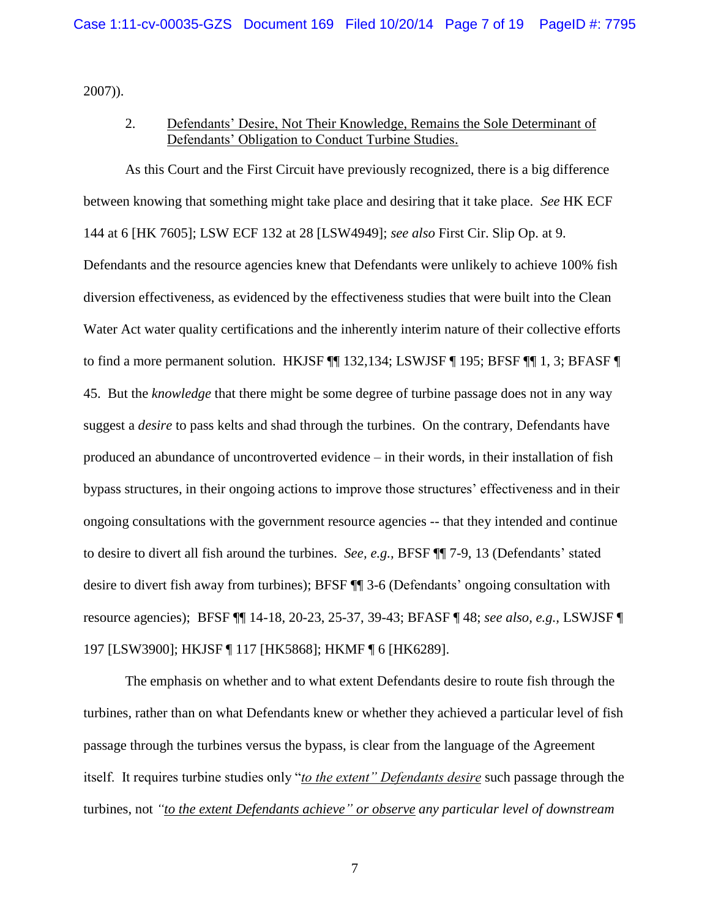2007)).

2. <u>Defendants' Desire, Not Their Knowledge, Remains the Sole Determinant of Defendants' Obligation to Conduct Turbine Studies.</u>

As this Court and the First Circuit have previously recognized, there is a big difference between knowing that something might take place and desiring that it take place. *See* HK ECF 144 at 6 [HK 7605]; LSW ECF 132 at 28 [LSW4949]; *see also* First Cir. Slip Op. at 9. Defendants and the resource agencies knew that Defendants were unlikely to achieve 100% fish diversion effectiveness, as evidenced by the effectiveness studies that were built into the Clean Water Act water quality certifications and the inherently interim nature of their collective efforts to find a more permanent solution. HKJSF ¶¶ 132,134; LSWJSF ¶ 195; BFSF ¶¶ 1, 3; BFASF ¶ 45. But the *knowledge* that there might be some degree of turbine passage does not in any way suggest a *desire* to pass kelts and shad through the turbines. On the contrary, Defendants have produced an abundance of uncontroverted evidence – in their words, in their installation of fish bypass structures, in their ongoing actions to improve those structures' effectiveness and in their ongoing consultations with the government resource agencies -- that they intended and continue to desire to divert all fish around the turbines. *See, e.g.*, BFSF ¶¶ 7-9, 13 (Defendants' stated desire to divert fish away from turbines); BFSF ¶¶ 3-6 (Defendants' ongoing consultation with resource agencies); BFSF ¶¶ 14-18, 20-23, 25-37, 39-43; BFASF ¶ 48; *see also, e.g.*, LSWJSF ¶ 197 [LSW3900]; HKJSF ¶ 117 [HK5868]; HKMF ¶ 6 [HK6289].

The emphasis on whether and to what extent Defendants desire to route fish through the turbines, rather than on what Defendants knew or whether they achieved a particular level of fish passage through the turbines versus the bypass, is clear from the language of the Agreement itself. It requires turbine studies only "<u>*to the extent" Defendants desire*</u> such passage through the turbines, not <u>*"to the extent Defendants achieve" or observe*</u> *any particular level of downstream*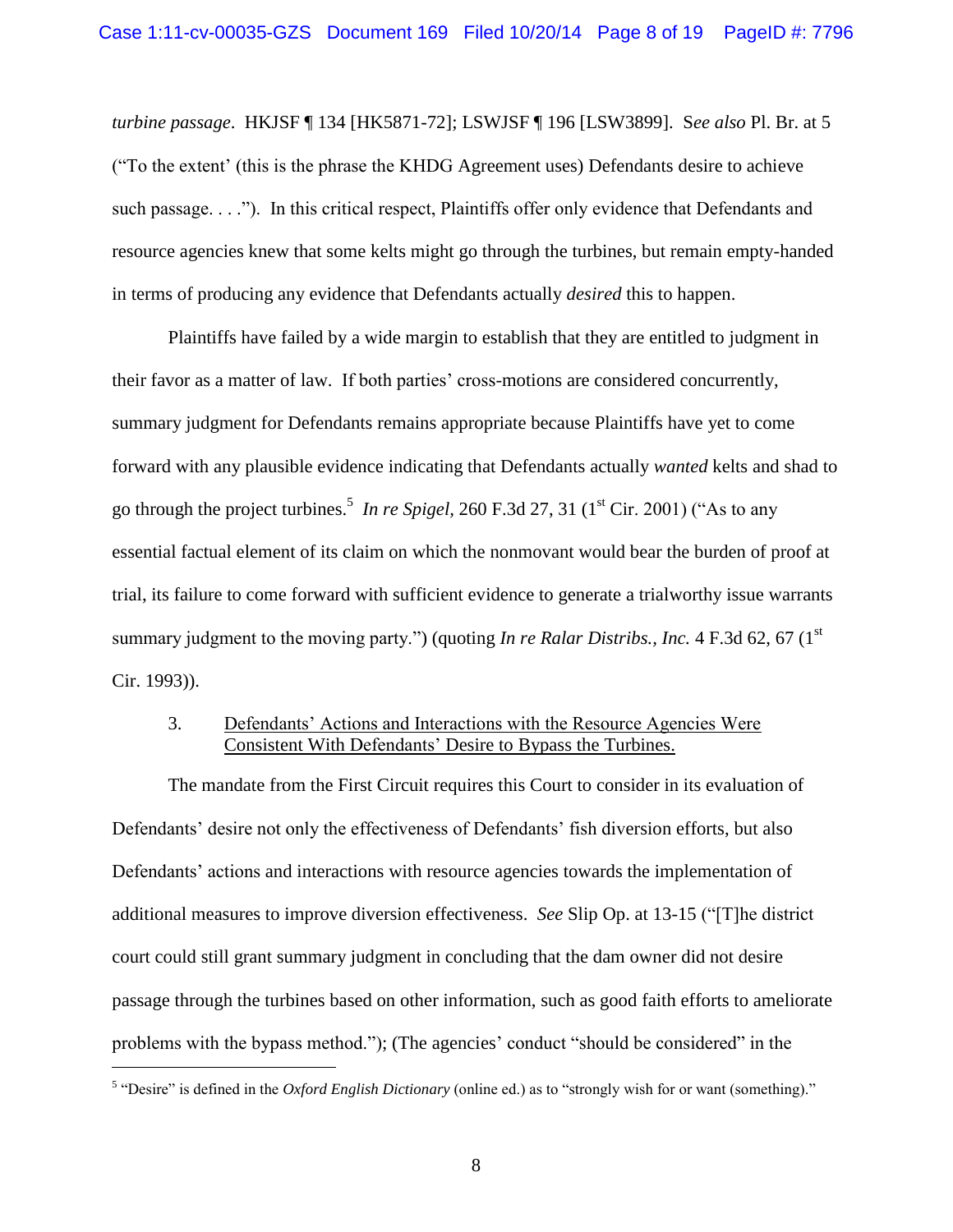*turbine passage*. HKJSF ¶ 134 [HK5871-72]; LSWJSF ¶ 196 [LSW3899]. S*ee also* Pl. Br. at 5 ("To the extent' (this is the phrase the KHDG Agreement uses) Defendants desire to achieve such passage. . . ."). In this critical respect, Plaintiffs offer only evidence that Defendants and resource agencies knew that some kelts might go through the turbines, but remain empty-handed in terms of producing any evidence that Defendants actually *desired* this to happen.

Plaintiffs have failed by a wide margin to establish that they are entitled to judgment in their favor as a matter of law. If both parties' cross-motions are considered concurrently, summary judgment for Defendants remains appropriate because Plaintiffs have yet to come forward with any plausible evidence indicating that Defendants actually *wanted* kelts and shad to go through the project turbines.[5] *In re Spigel*, 260 F.3d 27, 31 (1st Cir. 2001) ("As to any essential factual element of its claim on which the nonmovant would bear the burden of proof at trial, its failure to come forward with sufficient evidence to generate a trialworthy issue warrants summary judgment to the moving party.") (quoting *In re Ralar Distribs., Inc.* 4 F.3d 62, 67 (1st Cir. 1993)).

3. Defendants' Actions and Interactions with the Resource Agencies Were Consistent With Defendants' Desire to Bypass the Turbines.

The mandate from the First Circuit requires this Court to consider in its evaluation of Defendants' desire not only the effectiveness of Defendants' fish diversion efforts, but also Defendants' actions and interactions with resource agencies towards the implementation of additional measures to improve diversion effectiveness. *See* Slip Op. at 13-15 ("[T]he district court could still grant summary judgment in concluding that the dam owner did not desire passage through the turbines based on other information, such as good faith efforts to ameliorate problems with the bypass method."); (The agencies' conduct "should be considered" in the

[5] "Desire" is defined in the *Oxford English Dictionary* (online ed.) as to "strongly wish for or want (something)."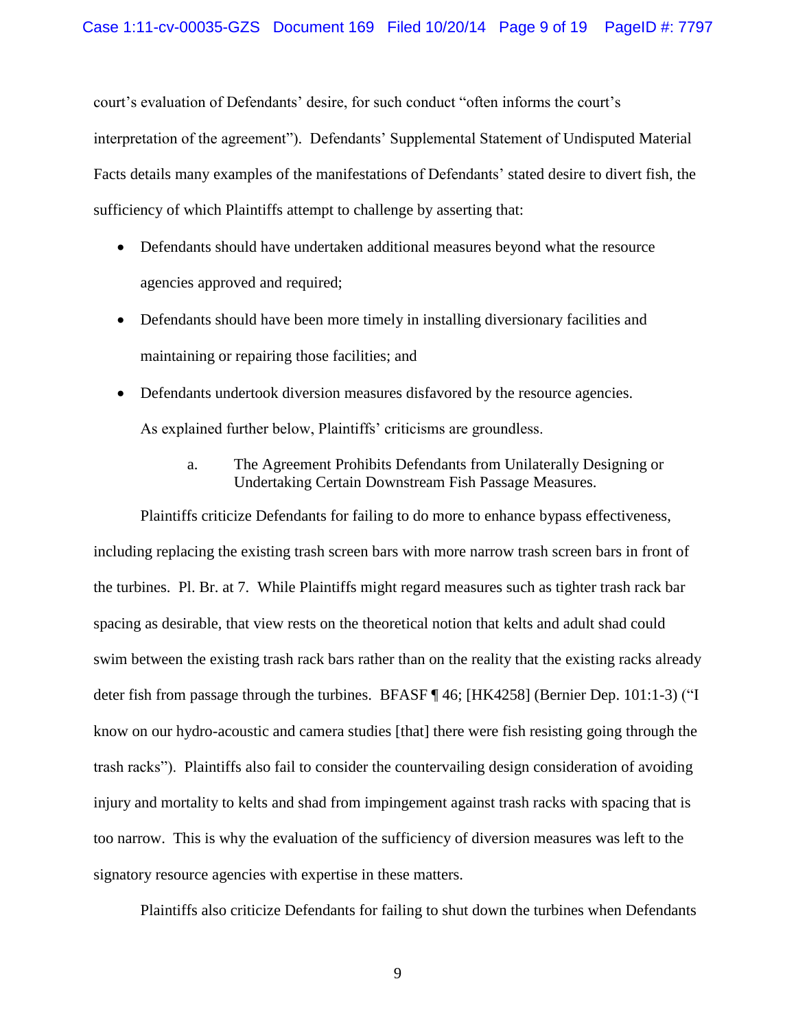court's evaluation of Defendants' desire, for such conduct "often informs the court's interpretation of the agreement"). Defendants' Supplemental Statement of Undisputed Material Facts details many examples of the manifestations of Defendants' stated desire to divert fish, the sufficiency of which Plaintiffs attempt to challenge by asserting that:

- Defendants should have undertaken additional measures beyond what the resource agencies approved and required;
- Defendants should have been more timely in installing diversionary facilities and maintaining or repairing those facilities; and
- Defendants undertook diversion measures disfavored by the resource agencies.

As explained further below, Plaintiffs' criticisms are groundless.

a. The Agreement Prohibits Defendants from Unilaterally Designing or Undertaking Certain Downstream Fish Passage Measures.

Plaintiffs criticize Defendants for failing to do more to enhance bypass effectiveness, including replacing the existing trash screen bars with more narrow trash screen bars in front of the turbines. Pl. Br. at 7. While Plaintiffs might regard measures such as tighter trash rack bar spacing as desirable, that view rests on the theoretical notion that kelts and adult shad could swim between the existing trash rack bars rather than on the reality that the existing racks already deter fish from passage through the turbines. BFASF ¶ 46; [HK4258] (Bernier Dep. 101:1-3) ("I know on our hydro-acoustic and camera studies [that] there were fish resisting going through the trash racks"). Plaintiffs also fail to consider the countervailing design consideration of avoiding injury and mortality to kelts and shad from impingement against trash racks with spacing that is too narrow. This is why the evaluation of the sufficiency of diversion measures was left to the signatory resource agencies with expertise in these matters.

Plaintiffs also criticize Defendants for failing to shut down the turbines when Defendants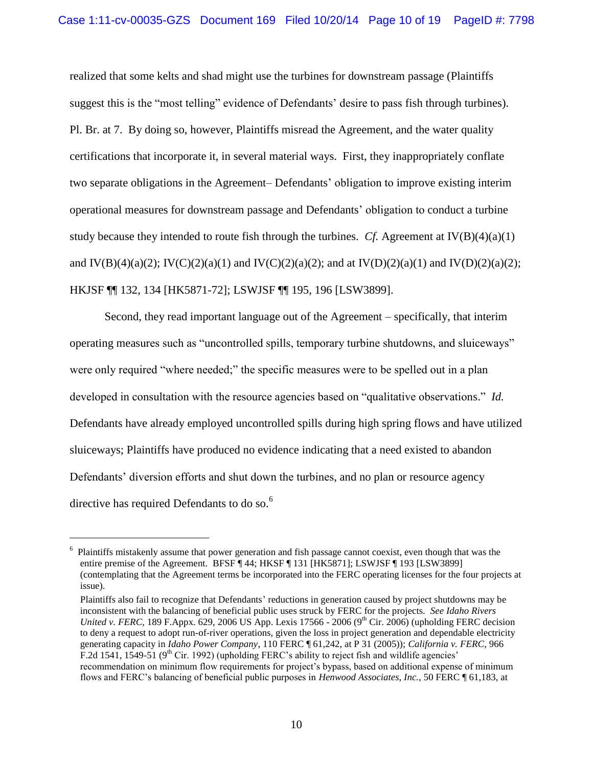realized that some kelts and shad might use the turbines for downstream passage (Plaintiffs suggest this is the "most telling" evidence of Defendants' desire to pass fish through turbines). Pl. Br. at 7. By doing so, however, Plaintiffs misread the Agreement, and the water quality certifications that incorporate it, in several material ways. First, they inappropriately conflate two separate obligations in the Agreement– Defendants' obligation to improve existing interim operational measures for downstream passage and Defendants' obligation to conduct a turbine study because they intended to route fish through the turbines. *Cf.* Agreement at IV(B)(4)(a)(1) and IV(B)(4)(a)(2); IV(C)(2)(a)(1) and IV(C)(2)(a)(2); and at IV(D)(2)(a)(1) and IV(D)(2)(a)(2); HKJSF ¶¶ 132, 134 [HK5871-72]; LSWJSF ¶¶ 195, 196 [LSW3899].

Second, they read important language out of the Agreement – specifically, that interim operating measures such as "uncontrolled spills, temporary turbine shutdowns, and sluiceways" were only required "where needed;" the specific measures were to be spelled out in a plan developed in consultation with the resource agencies based on "qualitative observations." *Id.* Defendants have already employed uncontrolled spills during high spring flows and have utilized sluiceways; Plaintiffs have produced no evidence indicating that a need existed to abandon Defendants' diversion efforts and shut down the turbines, and no plan or resource agency directive has required Defendants to do so.[6]

---

[6] Plaintiffs mistakenly assume that power generation and fish passage cannot coexist, even though that was the entire premise of the Agreement. BFSF ¶ 44; HKSF ¶ 131 [HK5871]; LSWJSF ¶ 193 [LSW3899] (contemplating that the Agreement terms be incorporated into the FERC operating licenses for the four projects at issue).

Plaintiffs also fail to recognize that Defendants' reductions in generation caused by project shutdowns may be inconsistent with the balancing of beneficial public uses struck by FERC for the projects. *See Idaho Rivers United v. FERC*, 189 F.Appx. 629, 2006 US App. Lexis 17566 - 2006 (9th Cir. 2006) (upholding FERC decision to deny a request to adopt run-of-river operations, given the loss in project generation and dependable electricity generating capacity in *Idaho Power Company*, 110 FERC ¶ 61,242, at P 31 (2005)); *California v. FERC*, 966 F.2d 1541, 1549-51 (9th Cir. 1992) (upholding FERC's ability to reject fish and wildlife agencies' recommendation on minimum flow requirements for project's bypass, based on additional expense of minimum flows and FERC's balancing of beneficial public purposes in *Henwood Associates, Inc.*, 50 FERC ¶ 61,183, at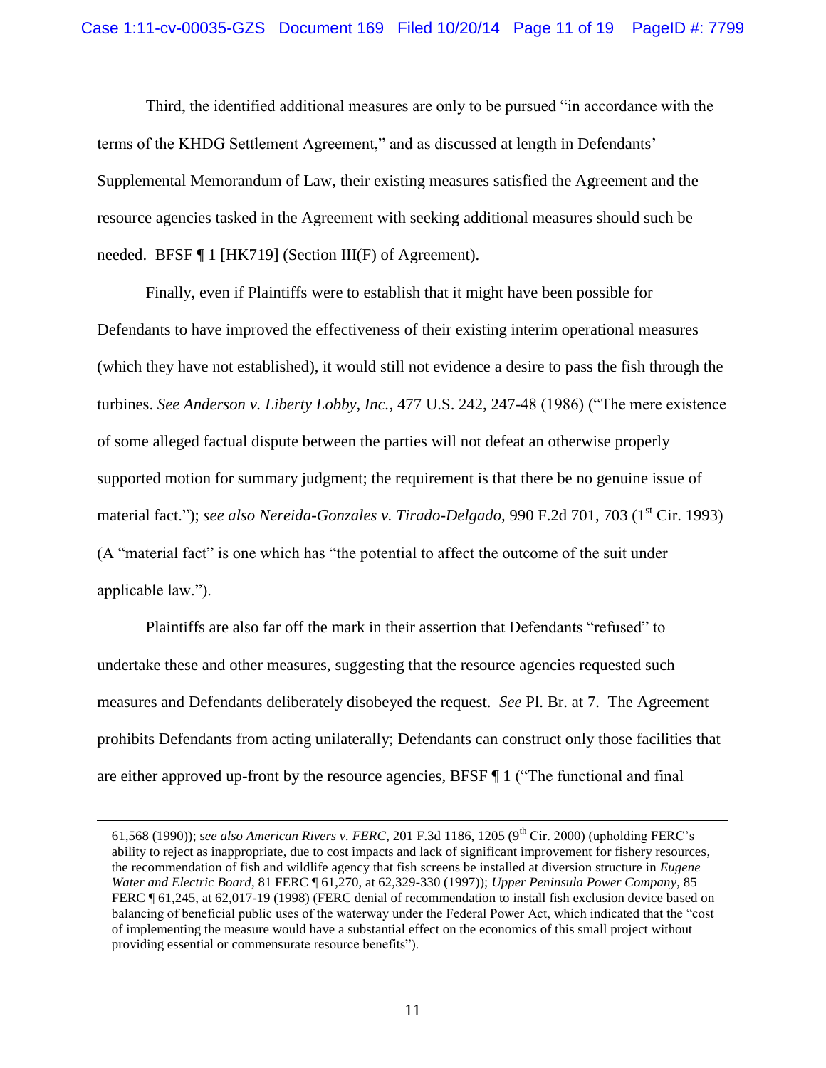Third, the identified additional measures are only to be pursued "in accordance with the terms of the KHDG Settlement Agreement," and as discussed at length in Defendants' Supplemental Memorandum of Law, their existing measures satisfied the Agreement and the resource agencies tasked in the Agreement with seeking additional measures should such be needed. BFSF ¶ 1 [HK719] (Section III(F) of Agreement).

Finally, even if Plaintiffs were to establish that it might have been possible for Defendants to have improved the effectiveness of their existing interim operational measures (which they have not established), it would still not evidence a desire to pass the fish through the turbines. *See Anderson v. Liberty Lobby, Inc.*, 477 U.S. 242, 247-48 (1986) ("The mere existence of some alleged factual dispute between the parties will not defeat an otherwise properly supported motion for summary judgment; the requirement is that there be no genuine issue of material fact."); *see also Nereida-Gonzales v. Tirado-Delgado*, 990 F.2d 701, 703 (1st Cir. 1993) (A "material fact" is one which has "the potential to affect the outcome of the suit under applicable law.").

Plaintiffs are also far off the mark in their assertion that Defendants "refused" to undertake these and other measures, suggesting that the resource agencies requested such measures and Defendants deliberately disobeyed the request. *See* Pl. Br. at 7. The Agreement prohibits Defendants from acting unilaterally; Defendants can construct only those facilities that are either approved up-front by the resource agencies, BFSF ¶ 1 ("The functional and final

---

61,568 (1990)); *see also American Rivers v. FERC*, 201 F.3d 1186, 1205 (9th Cir. 2000) (upholding FERC's ability to reject as inappropriate, due to cost impacts and lack of significant improvement for fishery resources, the recommendation of fish and wildlife agency that fish screens be installed at diversion structure in *Eugene Water and Electric Board*, 81 FERC ¶ 61,270, at 62,329-330 (1997)); *Upper Peninsula Power Company*, 85 FERC ¶ 61,245, at 62,017-19 (1998) (FERC denial of recommendation to install fish exclusion device based on balancing of beneficial public uses of the waterway under the Federal Power Act, which indicated that the "cost of implementing the measure would have a substantial effect on the economics of this small project without providing essential or commensurate resource benefits").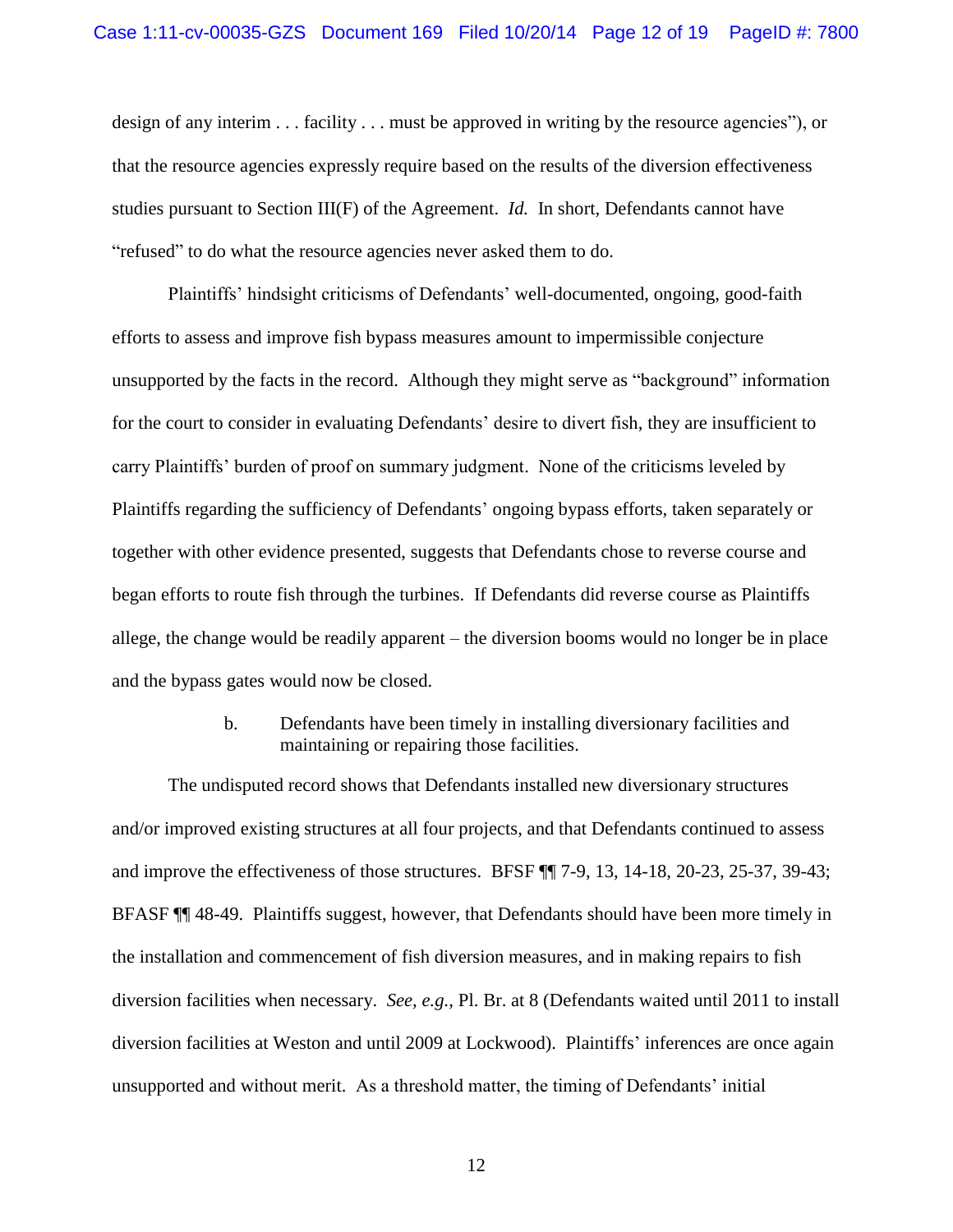design of any interim . . . facility . . . must be approved in writing by the resource agencies"), or that the resource agencies expressly require based on the results of the diversion effectiveness studies pursuant to Section III(F) of the Agreement. *Id.* In short, Defendants cannot have "refused" to do what the resource agencies never asked them to do.

Plaintiffs' hindsight criticisms of Defendants' well-documented, ongoing, good-faith efforts to assess and improve fish bypass measures amount to impermissible conjecture unsupported by the facts in the record. Although they might serve as "background" information for the court to consider in evaluating Defendants' desire to divert fish, they are insufficient to carry Plaintiffs' burden of proof on summary judgment. None of the criticisms leveled by Plaintiffs regarding the sufficiency of Defendants' ongoing bypass efforts, taken separately or together with other evidence presented, suggests that Defendants chose to reverse course and began efforts to route fish through the turbines. If Defendants did reverse course as Plaintiffs allege, the change would be readily apparent – the diversion booms would no longer be in place and the bypass gates would now be closed.

b. Defendants have been timely in installing diversionary facilities and maintaining or repairing those facilities.

The undisputed record shows that Defendants installed new diversionary structures and/or improved existing structures at all four projects, and that Defendants continued to assess and improve the effectiveness of those structures. BFSF ¶¶ 7-9, 13, 14-18, 20-23, 25-37, 39-43; BFASF ¶¶ 48-49. Plaintiffs suggest, however, that Defendants should have been more timely in the installation and commencement of fish diversion measures, and in making repairs to fish diversion facilities when necessary. *See, e.g.,* Pl. Br. at 8 (Defendants waited until 2011 to install diversion facilities at Weston and until 2009 at Lockwood). Plaintiffs' inferences are once again unsupported and without merit. As a threshold matter, the timing of Defendants' initial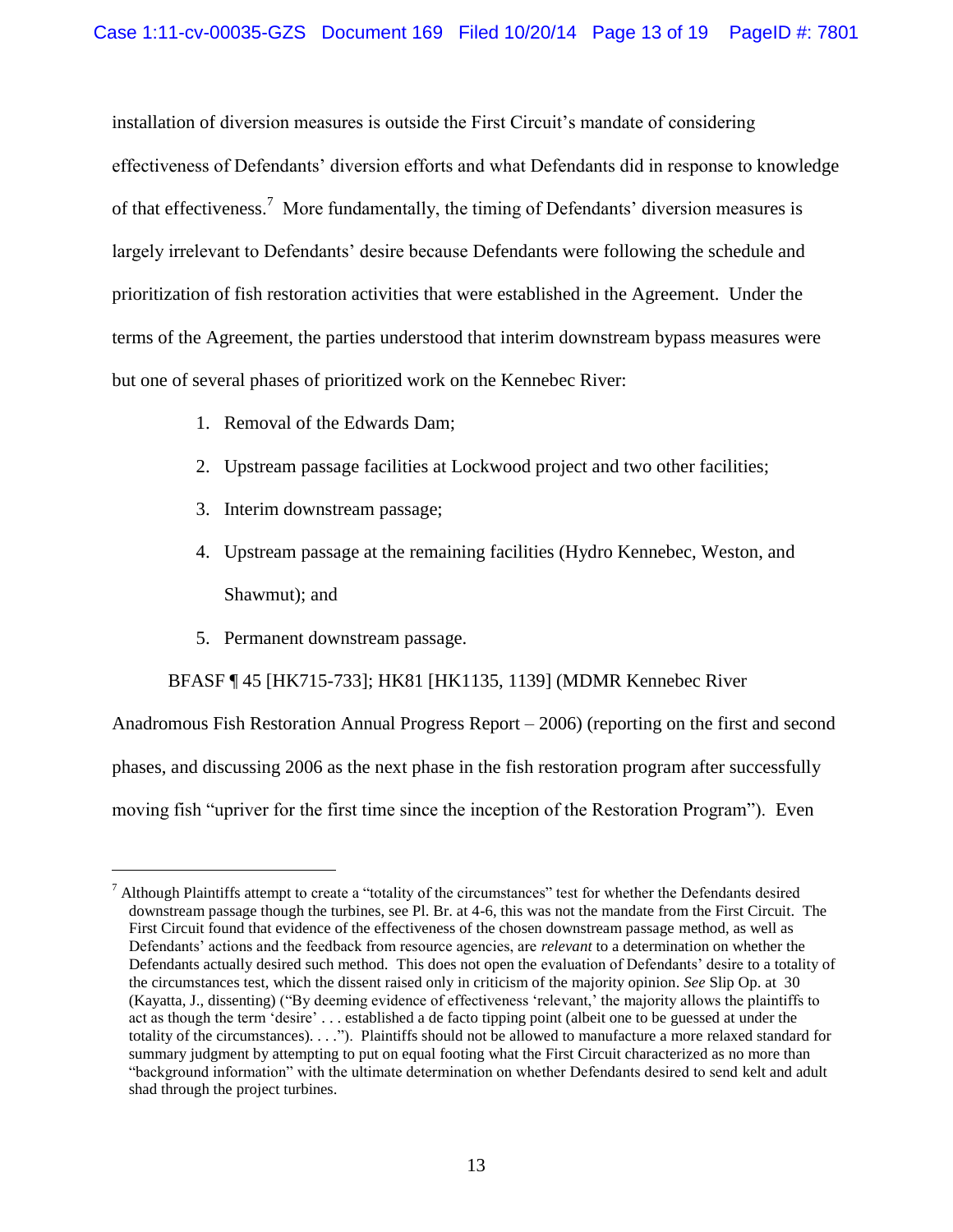installation of diversion measures is outside the First Circuit's mandate of considering effectiveness of Defendants' diversion efforts and what Defendants did in response to knowledge of that effectiveness.[7] More fundamentally, the timing of Defendants' diversion measures is largely irrelevant to Defendants' desire because Defendants were following the schedule and prioritization of fish restoration activities that were established in the Agreement. Under the terms of the Agreement, the parties understood that interim downstream bypass measures were but one of several phases of prioritized work on the Kennebec River:

1. Removal of the Edwards Dam;
2. Upstream passage facilities at Lockwood project and two other facilities;
3. Interim downstream passage;
4. Upstream passage at the remaining facilities (Hydro Kennebec, Weston, and Shawmut); and
5. Permanent downstream passage.

BFASF ¶ 45 [HK715-733]; HK81 [HK1135, 1139] (MDMR Kennebec River Anadromous Fish Restoration Annual Progress Report – 2006) (reporting on the first and second phases, and discussing 2006 as the next phase in the fish restoration program after successfully moving fish "upriver for the first time since the inception of the Restoration Program"). Even

---

[7] Although Plaintiffs attempt to create a "totality of the circumstances" test for whether the Defendants desired downstream passage though the turbines, see Pl. Br. at 4-6, this was not the mandate from the First Circuit. The First Circuit found that evidence of the effectiveness of the chosen downstream passage method, as well as Defendants' actions and the feedback from resource agencies, are *relevant* to a determination on whether the Defendants actually desired such method. This does not open the evaluation of Defendants' desire to a totality of the circumstances test, which the dissent raised only in criticism of the majority opinion. *See* Slip Op. at 30 (Kayatta, J., dissenting) ("By deeming evidence of effectiveness 'relevant,' the majority allows the plaintiffs to act as though the term 'desire' . . . established a de facto tipping point (albeit one to be guessed at under the totality of the circumstances). . . ."). Plaintiffs should not be allowed to manufacture a more relaxed standard for summary judgment by attempting to put on equal footing what the First Circuit characterized as no more than "background information" with the ultimate determination on whether Defendants desired to send kelt and adult shad through the project turbines.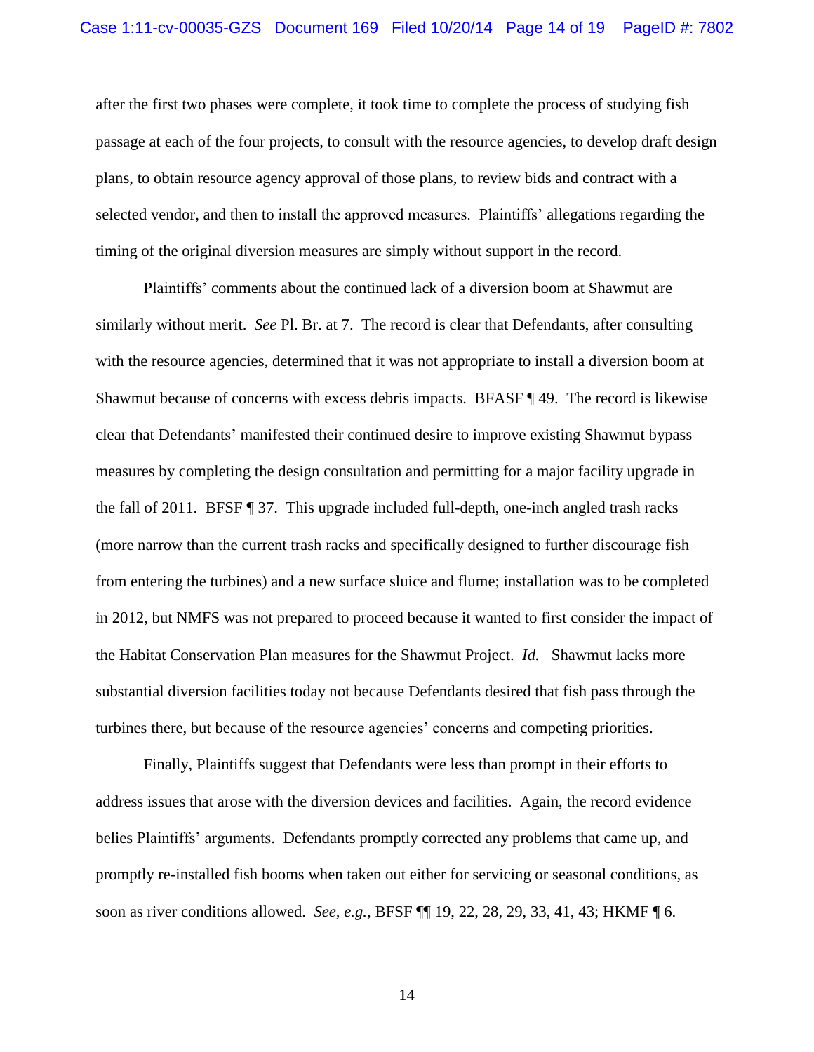after the first two phases were complete, it took time to complete the process of studying fish passage at each of the four projects, to consult with the resource agencies, to develop draft design plans, to obtain resource agency approval of those plans, to review bids and contract with a selected vendor, and then to install the approved measures. Plaintiffs' allegations regarding the timing of the original diversion measures are simply without support in the record.

Plaintiffs' comments about the continued lack of a diversion boom at Shawmut are similarly without merit. *See* Pl. Br. at 7. The record is clear that Defendants, after consulting with the resource agencies, determined that it was not appropriate to install a diversion boom at Shawmut because of concerns with excess debris impacts. BFASF ¶ 49. The record is likewise clear that Defendants' manifested their continued desire to improve existing Shawmut bypass measures by completing the design consultation and permitting for a major facility upgrade in the fall of 2011. BFSF ¶ 37. This upgrade included full-depth, one-inch angled trash racks (more narrow than the current trash racks and specifically designed to further discourage fish from entering the turbines) and a new surface sluice and flume; installation was to be completed in 2012, but NMFS was not prepared to proceed because it wanted to first consider the impact of the Habitat Conservation Plan measures for the Shawmut Project. *Id.* Shawmut lacks more substantial diversion facilities today not because Defendants desired that fish pass through the turbines there, but because of the resource agencies' concerns and competing priorities.

Finally, Plaintiffs suggest that Defendants were less than prompt in their efforts to address issues that arose with the diversion devices and facilities. Again, the record evidence belies Plaintiffs' arguments. Defendants promptly corrected any problems that came up, and promptly re-installed fish booms when taken out either for servicing or seasonal conditions, as soon as river conditions allowed. *See, e.g.,* BFSF ¶¶ 19, 22, 28, 29, 33, 41, 43; HKMF ¶ 6.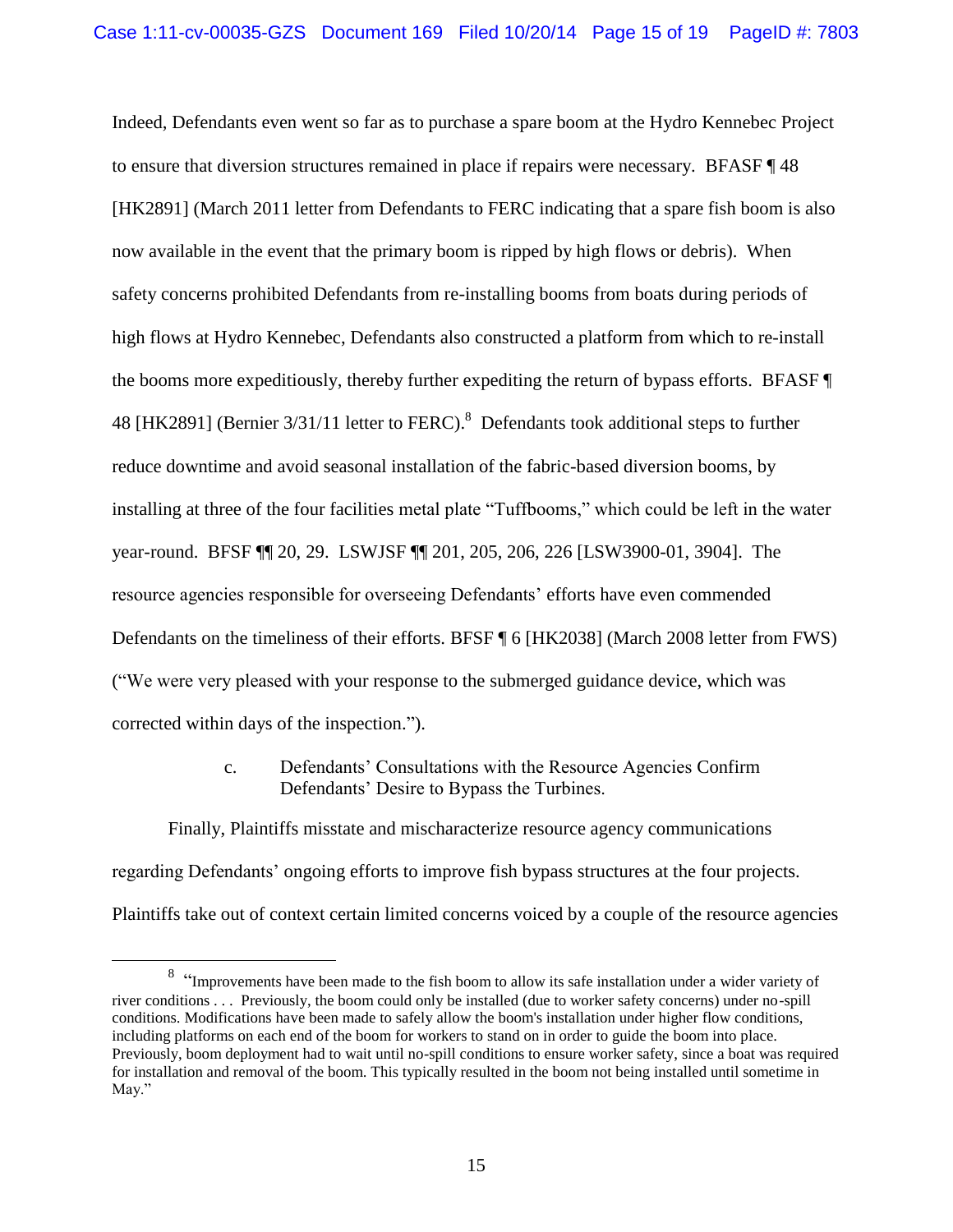Indeed, Defendants even went so far as to purchase a spare boom at the Hydro Kennebec Project to ensure that diversion structures remained in place if repairs were necessary. BFASF ¶ 48 [HK2891] (March 2011 letter from Defendants to FERC indicating that a spare fish boom is also now available in the event that the primary boom is ripped by high flows or debris). When safety concerns prohibited Defendants from re-installing booms from boats during periods of high flows at Hydro Kennebec, Defendants also constructed a platform from which to re-install the booms more expeditiously, thereby further expediting the return of bypass efforts. BFASF ¶ 48 [HK2891] (Bernier 3/31/11 letter to FERC).[8] Defendants took additional steps to further reduce downtime and avoid seasonal installation of the fabric-based diversion booms, by installing at three of the four facilities metal plate "Tuffbooms," which could be left in the water year-round. BFSF ¶¶ 20, 29. LSWJSF ¶¶ 201, 205, 206, 226 [LSW3900-01, 3904]. The resource agencies responsible for overseeing Defendants' efforts have even commended Defendants on the timeliness of their efforts. BFSF ¶ 6 [HK2038] (March 2008 letter from FWS) ("We were very pleased with your response to the submerged guidance device, which was corrected within days of the inspection.").

c. Defendants' Consultations with the Resource Agencies Confirm Defendants' Desire to Bypass the Turbines.

Finally, Plaintiffs misstate and mischaracterize resource agency communications regarding Defendants' ongoing efforts to improve fish bypass structures at the four projects. Plaintiffs take out of context certain limited concerns voiced by a couple of the resource agencies

---

[8] "Improvements have been made to the fish boom to allow its safe installation under a wider variety of river conditions . . . Previously, the boom could only be installed (due to worker safety concerns) under no-spill conditions. Modifications have been made to safely allow the boom's installation under higher flow conditions, including platforms on each end of the boom for workers to stand on in order to guide the boom into place. Previously, boom deployment had to wait until no-spill conditions to ensure worker safety, since a boat was required for installation and removal of the boom. This typically resulted in the boom not being installed until sometime in May."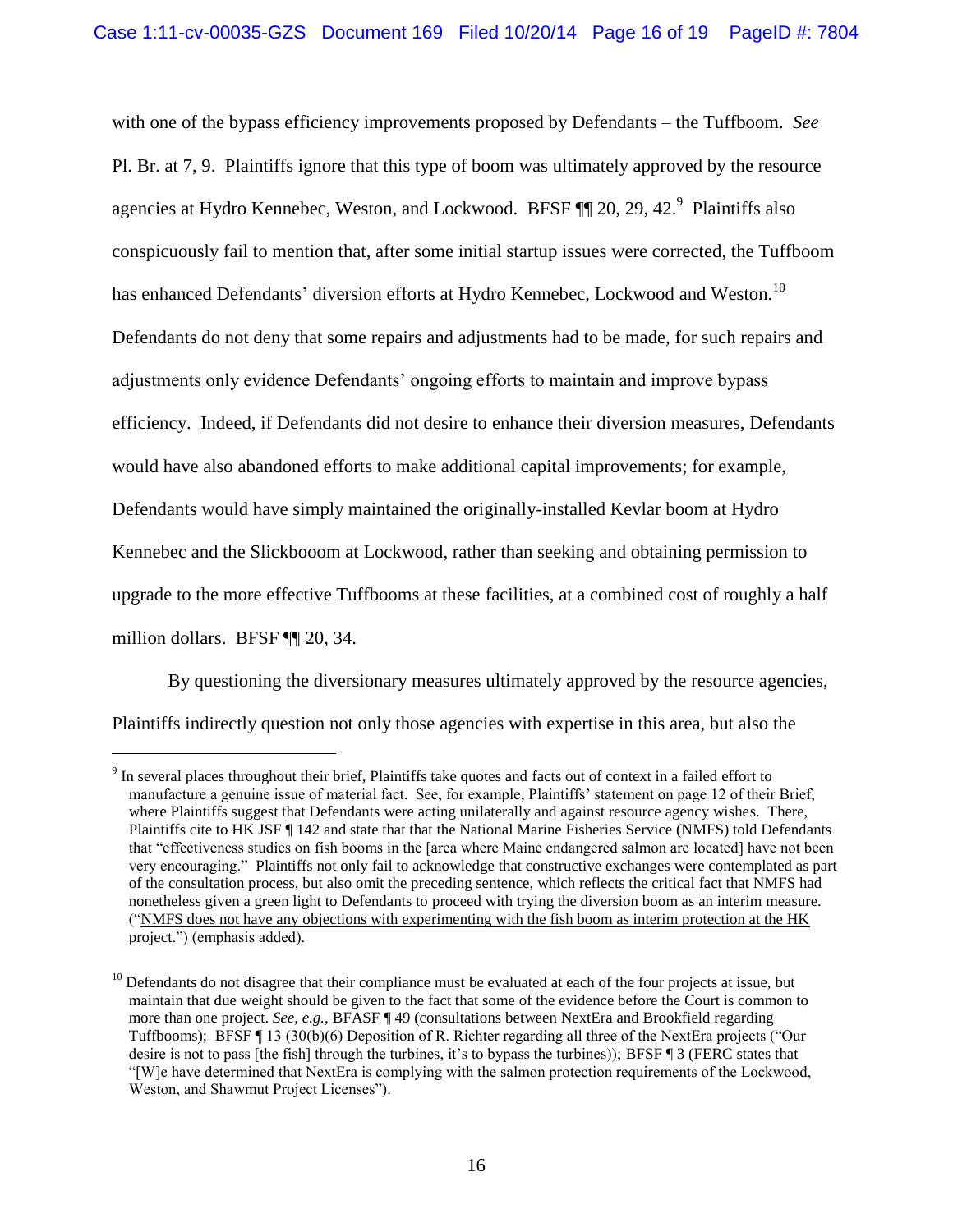with one of the bypass efficiency improvements proposed by Defendants – the Tuffboom. *See* Pl. Br. at 7, 9. Plaintiffs ignore that this type of boom was ultimately approved by the resource agencies at Hydro Kennebec, Weston, and Lockwood. BFSF ¶¶ 20, 29, 42.[9] Plaintiffs also conspicuously fail to mention that, after some initial startup issues were corrected, the Tuffboom has enhanced Defendants' diversion efforts at Hydro Kennebec, Lockwood and Weston.[10] Defendants do not deny that some repairs and adjustments had to be made, for such repairs and adjustments only evidence Defendants' ongoing efforts to maintain and improve bypass efficiency. Indeed, if Defendants did not desire to enhance their diversion measures, Defendants would have also abandoned efforts to make additional capital improvements; for example, Defendants would have simply maintained the originally-installed Kevlar boom at Hydro Kennebec and the Slickbooom at Lockwood, rather than seeking and obtaining permission to upgrade to the more effective Tuffbooms at these facilities, at a combined cost of roughly a half million dollars. BFSF ¶¶ 20, 34.

By questioning the diversionary measures ultimately approved by the resource agencies, Plaintiffs indirectly question not only those agencies with expertise in this area, but also the

---

[9] In several places throughout their brief, Plaintiffs take quotes and facts out of context in a failed effort to manufacture a genuine issue of material fact. See, for example, Plaintiffs' statement on page 12 of their Brief, where Plaintiffs suggest that Defendants were acting unilaterally and against resource agency wishes. There, Plaintiffs cite to HK JSF ¶ 142 and state that that the National Marine Fisheries Service (NMFS) told Defendants that "effectiveness studies on fish booms in the [area where Maine endangered salmon are located] have not been very encouraging." Plaintiffs not only fail to acknowledge that constructive exchanges were contemplated as part of the consultation process, but also omit the preceding sentence, which reflects the critical fact that NMFS had nonetheless given a green light to Defendants to proceed with trying the diversion boom as an interim measure. ("<u>NMFS does not have any objections with experimenting with the fish boom as interim protection at the HK project</u>.") (emphasis added).

[10] Defendants do not disagree that their compliance must be evaluated at each of the four projects at issue, but maintain that due weight should be given to the fact that some of the evidence before the Court is common to more than one project. *See, e.g.*, BFASF ¶ 49 (consultations between NextEra and Brookfield regarding Tuffbooms); BFSF ¶ 13 (30(b)(6) Deposition of R. Richter regarding all three of the NextEra projects ("Our desire is not to pass [the fish] through the turbines, it's to bypass the turbines)); BFSF ¶ 3 (FERC states that "[W]e have determined that NextEra is complying with the salmon protection requirements of the Lockwood, Weston, and Shawmut Project Licenses").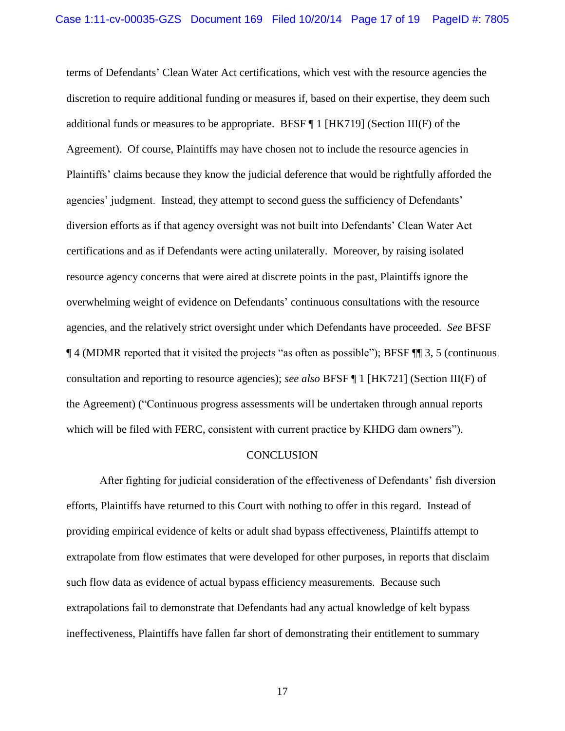terms of Defendants' Clean Water Act certifications, which vest with the resource agencies the discretion to require additional funding or measures if, based on their expertise, they deem such additional funds or measures to be appropriate. BFSF ¶ 1 [HK719] (Section III(F) of the Agreement). Of course, Plaintiffs may have chosen not to include the resource agencies in Plaintiffs' claims because they know the judicial deference that would be rightfully afforded the agencies' judgment. Instead, they attempt to second guess the sufficiency of Defendants' diversion efforts as if that agency oversight was not built into Defendants' Clean Water Act certifications and as if Defendants were acting unilaterally. Moreover, by raising isolated resource agency concerns that were aired at discrete points in the past, Plaintiffs ignore the overwhelming weight of evidence on Defendants' continuous consultations with the resource agencies, and the relatively strict oversight under which Defendants have proceeded. *See* BFSF ¶ 4 (MDMR reported that it visited the projects "as often as possible"); BFSF ¶¶ 3, 5 (continuous consultation and reporting to resource agencies); *see also* BFSF ¶ 1 [HK721] (Section III(F) of the Agreement) ("Continuous progress assessments will be undertaken through annual reports which will be filed with FERC, consistent with current practice by KHDG dam owners").

## CONCLUSION

After fighting for judicial consideration of the effectiveness of Defendants' fish diversion efforts, Plaintiffs have returned to this Court with nothing to offer in this regard. Instead of providing empirical evidence of kelts or adult shad bypass effectiveness, Plaintiffs attempt to extrapolate from flow estimates that were developed for other purposes, in reports that disclaim such flow data as evidence of actual bypass efficiency measurements. Because such extrapolations fail to demonstrate that Defendants had any actual knowledge of kelt bypass ineffectiveness, Plaintiffs have fallen far short of demonstrating their entitlement to summary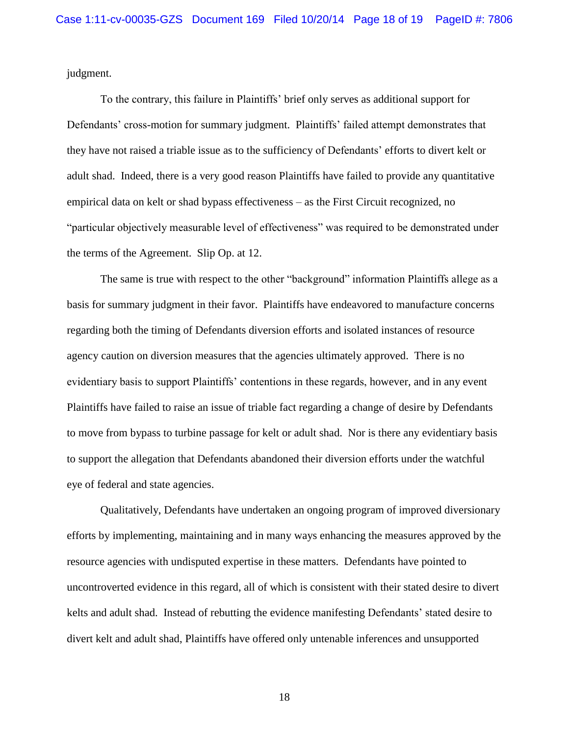judgment.

To the contrary, this failure in Plaintiffs' brief only serves as additional support for Defendants' cross-motion for summary judgment. Plaintiffs' failed attempt demonstrates that they have not raised a triable issue as to the sufficiency of Defendants' efforts to divert kelt or adult shad. Indeed, there is a very good reason Plaintiffs have failed to provide any quantitative empirical data on kelt or shad bypass effectiveness – as the First Circuit recognized, no "particular objectively measurable level of effectiveness" was required to be demonstrated under the terms of the Agreement. Slip Op. at 12.

The same is true with respect to the other "background" information Plaintiffs allege as a basis for summary judgment in their favor. Plaintiffs have endeavored to manufacture concerns regarding both the timing of Defendants diversion efforts and isolated instances of resource agency caution on diversion measures that the agencies ultimately approved. There is no evidentiary basis to support Plaintiffs' contentions in these regards, however, and in any event Plaintiffs have failed to raise an issue of triable fact regarding a change of desire by Defendants to move from bypass to turbine passage for kelt or adult shad. Nor is there any evidentiary basis to support the allegation that Defendants abandoned their diversion efforts under the watchful eye of federal and state agencies.

Qualitatively, Defendants have undertaken an ongoing program of improved diversionary efforts by implementing, maintaining and in many ways enhancing the measures approved by the resource agencies with undisputed expertise in these matters. Defendants have pointed to uncontroverted evidence in this regard, all of which is consistent with their stated desire to divert kelts and adult shad. Instead of rebutting the evidence manifesting Defendants' stated desire to divert kelt and adult shad, Plaintiffs have offered only untenable inferences and unsupported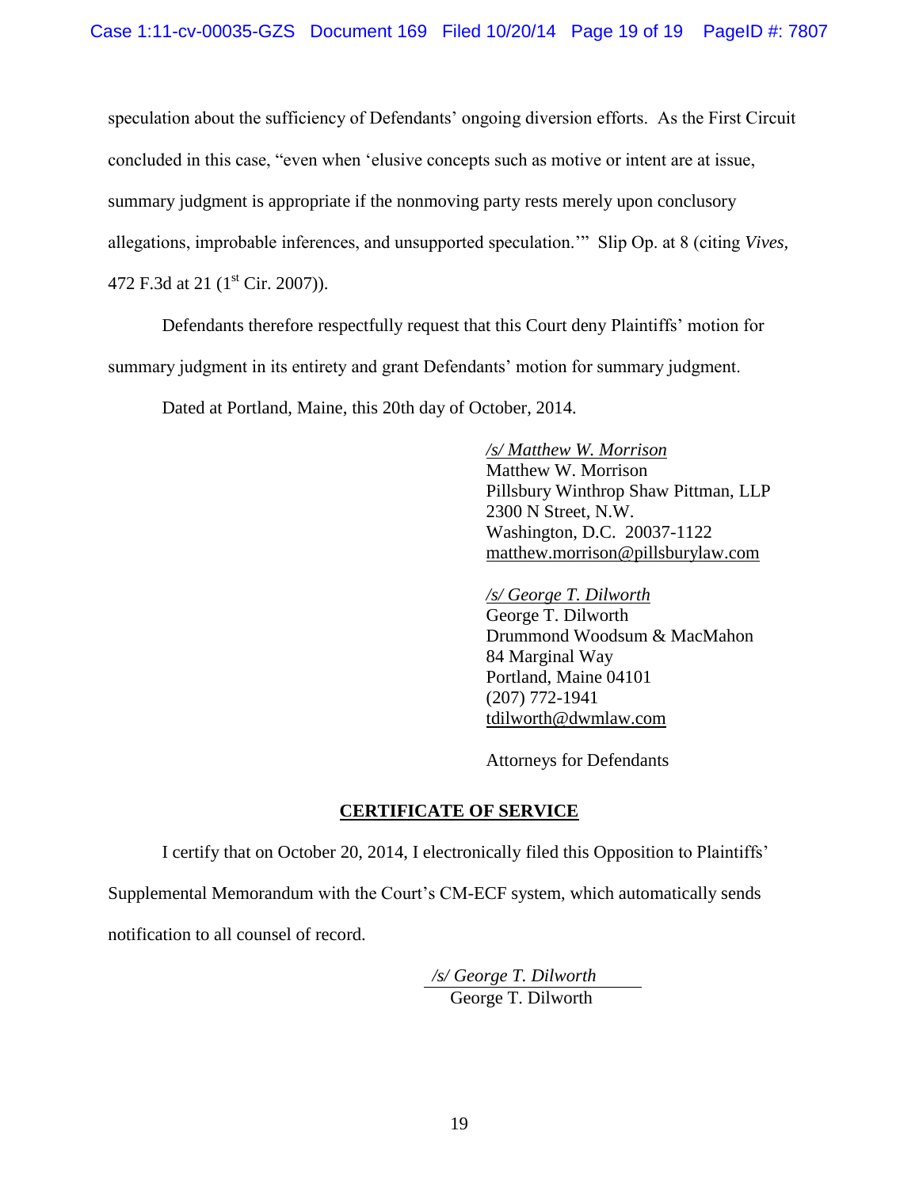speculation about the sufficiency of Defendants' ongoing diversion efforts. As the First Circuit concluded in this case, "even when 'elusive concepts such as motive or intent are at issue, summary judgment is appropriate if the nonmoving party rests merely upon conclusory allegations, improbable inferences, and unsupported speculation.'" Slip Op. at 8 (citing *Vives,* 472 F.3d at 21 (1st Cir. 2007)).

Defendants therefore respectfully request that this Court deny Plaintiffs' motion for summary judgment in its entirety and grant Defendants' motion for summary judgment.

Dated at Portland, Maine, this 20th day of October, 2014.

*/s/ Matthew W. Morrison*
Matthew W. Morrison
Pillsbury Winthrop Shaw Pittman, LLP
2300 N Street, N.W.
Washington, D.C. 20037-1122
matthew.morrison@pillsburylaw.com

*/s/ George T. Dilworth*
George T. Dilworth
Drummond Woodsum & MacMahon
84 Marginal Way
Portland, Maine 04101
(207) 772-1941
tdilworth@dwmlaw.com

Attorneys for Defendants

**CERTIFICATE OF SERVICE**

I certify that on October 20, 2014, I electronically filed this Opposition to Plaintiffs' Supplemental Memorandum with the Court's CM-ECF system, which automatically sends notification to all counsel of record.

*/s/ George T. Dilworth*
George T. Dilworth